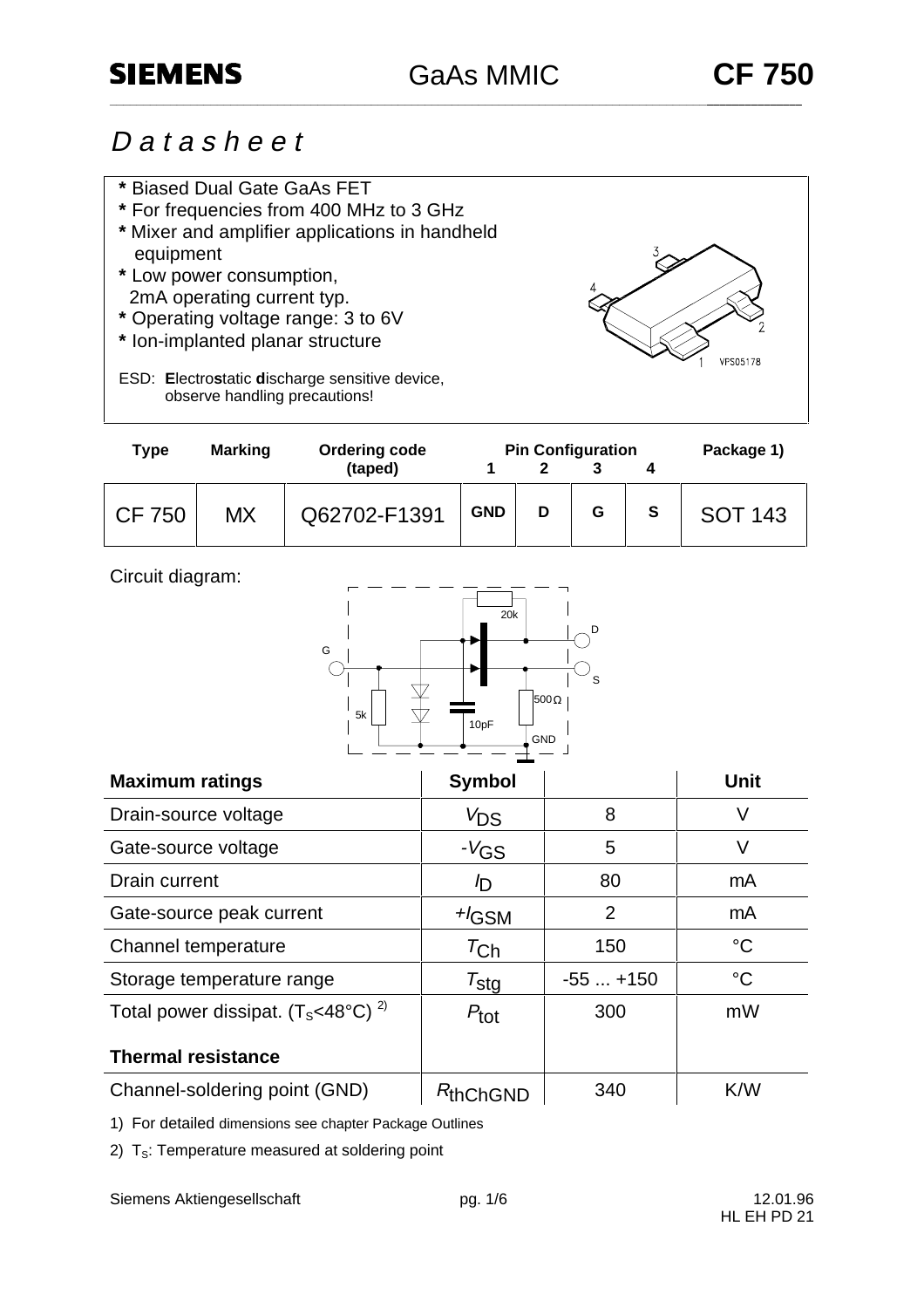SIEMENS GaAs MMIC **CF 750**

# *Datasheet*

- Biased Dual Gate GaAs FET
- For frequencies from 400 MHz to 3 GHz
- Mixer and amplifier applications in handheld equipment
- Low power consumption, 2mA operating current typ.
- Operating voltage range: 3 to 6V
- Ion-implanted planar structure

ESD: **E**lectro**s**tatic **d**ischarge sensitive device, observe handling precautions!

| Type | Marking | Ordering code (taped) | Pin Configuration 1 | 2 | 3 | 4 | Package 1) |
|---|---|---|---|---|---|---|---|
| CF 750 | MX | Q62702-F1391 | GND | D | G | S | SOT 143 |

Circuit diagram:

| Maximum ratings | Symbol | | Unit |
|---|---|---|---|
| Drain-source voltage | $V_{DS}$ | 8 | V |
| Gate-source voltage | $-V_{GS}$ | 5 | V |
| Drain current | $I_D$ | 80 | mA |
| Gate-source peak current | $+I_{GSM}$ | 2 | mA |
| Channel temperature | $T_{Ch}$ | 150 | °C |
| Storage temperature range | $T_{stg}$ | -55 ... +150 | °C |
| Total power dissipat. ($T_S$<48°C) 2) | $P_{tot}$ | 300 | mW |
| **Thermal resistance** | | | |
| Channel-soldering point (GND) | $R_{thChGND}$ | 340 | K/W |

1) For detailed dimensions see chapter Package Outlines

2) $T_S$: Temperature measured at soldering point

Siemens Aktiengesellschaft 12.01.96 HL EH PD 21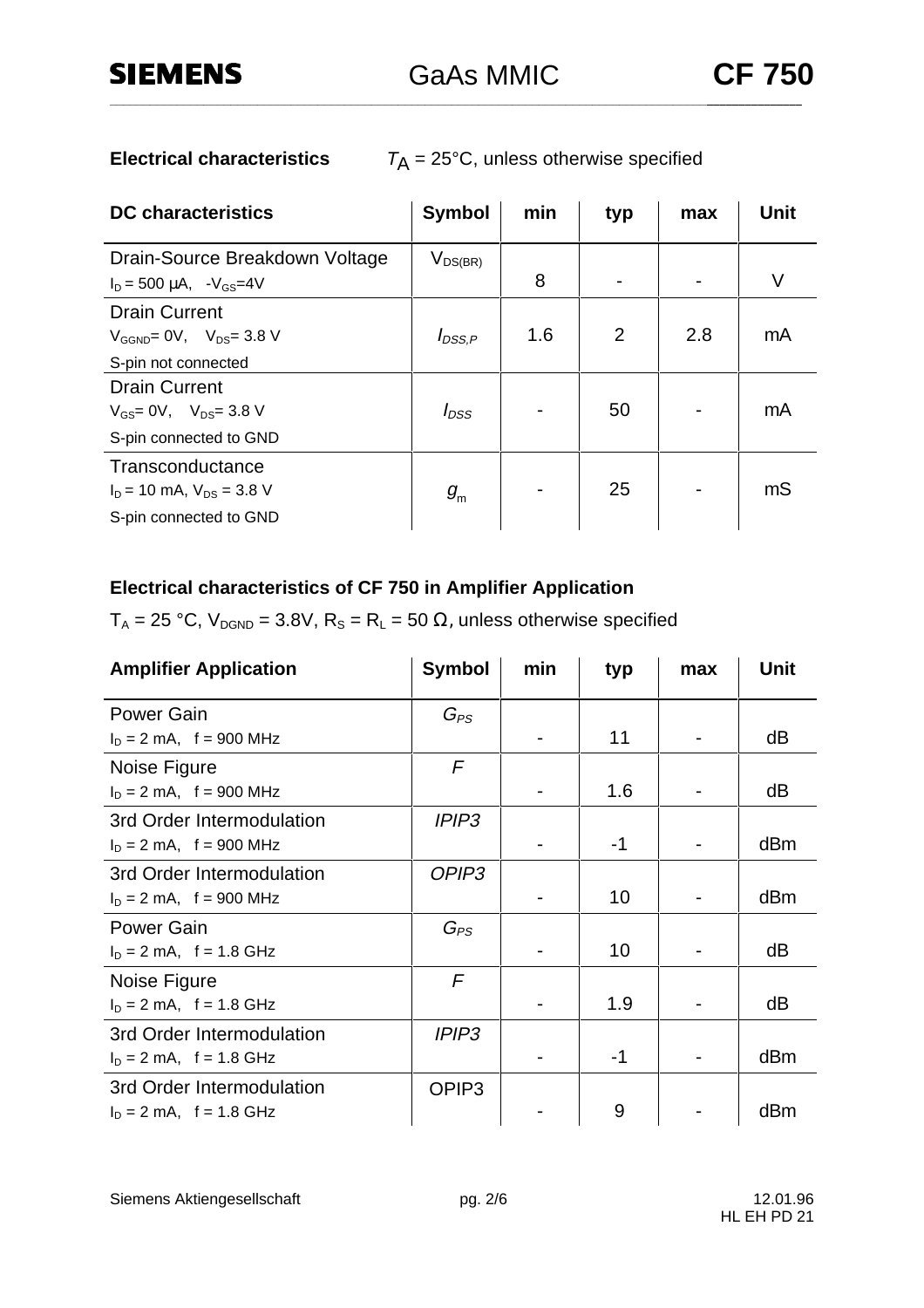**Electrical characteristics** $T_A$ = 25°C, unless otherwise specified

| DC characteristics | Symbol | min | typ | max | Unit |
|---|---|---|---|---|---|
| Drain-Source Breakdown Voltage<br>$I_D$ = 500 µA, $-V_{GS}$=4V | $V_{DS(BR)}$ | 8 | - | - | V |
| Drain Current<br>$V_{GGND}$= 0V, $V_{DS}$= 3.8 V<br>S-pin not connected | $I_{DSS,P}$ | 1.6 | 2 | 2.8 | mA |
| Drain Current<br>$V_{GS}$= 0V, $V_{DS}$= 3.8 V<br>S-pin connected to GND | $I_{DSS}$ | - | 50 | - | mA |
| Transconductance<br>$I_D$ = 10 mA, $V_{DS}$ = 3.8 V<br>S-pin connected to GND | $g_m$ | - | 25 | - | mS |

**Electrical characteristics of CF 750 in Amplifier Application**

$T_A$ = 25 °C, $V_{DGND}$ = 3.8V, $R_S$ = $R_L$ = 50 Ω, unless otherwise specified

| Amplifier Application | Symbol | min | typ | max | Unit |
|---|---|---|---|---|---|
| Power Gain<br>$I_D$ = 2 mA, f = 900 MHz | $G_{PS}$ | - | 11 | - | dB |
| Noise Figure<br>$I_D$ = 2 mA, f = 900 MHz | $F$ | - | 1.6 | - | dB |
| 3rd Order Intermodulation<br>$I_D$ = 2 mA, f = 900 MHz | *IPIP3* | - | -1 | - | dBm |
| 3rd Order Intermodulation<br>$I_D$ = 2 mA, f = 900 MHz | *OPIP3* | - | 10 | - | dBm |
| Power Gain<br>$I_D$ = 2 mA, f = 1.8 GHz | $G_{PS}$ | - | 10 | - | dB |
| Noise Figure<br>$I_D$ = 2 mA, f = 1.8 GHz | $F$ | - | 1.9 | - | dB |
| 3rd Order Intermodulation<br>$I_D$ = 2 mA, f = 1.8 GHz | *IPIP3* | - | -1 | - | dBm |
| 3rd Order Intermodulation<br>$I_D$ = 2 mA, f = 1.8 GHz | OPIP3 | - | 9 | - | dBm |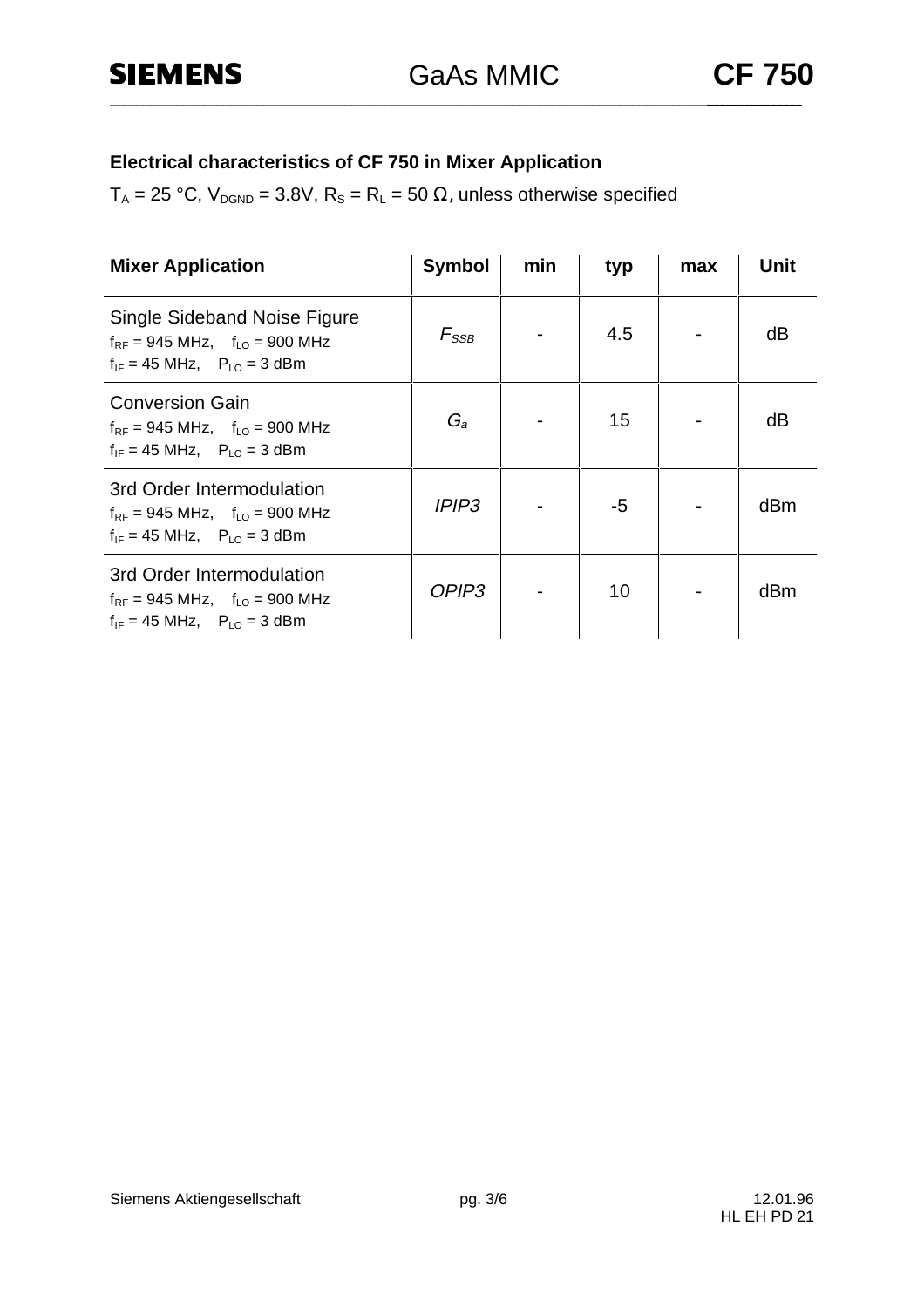## Electrical characteristics of CF 750 in Mixer Application

$T_A$ = 25 °C, $V_{DGND}$ = 3.8V, $R_S$ = $R_L$ = 50 Ω, unless otherwise specified

| Mixer Application | Symbol | min | typ | max | Unit |
|---|---|---|---|---|---|
| Single Sideband Noise Figure<br>$f_{RF}$ = 945 MHz, $f_{LO}$ = 900 MHz<br>$f_{IF}$ = 45 MHz, $P_{LO}$ = 3 dBm | $F_{SSB}$ | - | 4.5 | - | dB |
| Conversion Gain<br>$f_{RF}$ = 945 MHz, $f_{LO}$ = 900 MHz<br>$f_{IF}$ = 45 MHz, $P_{LO}$ = 3 dBm | $G_a$ | - | 15 | - | dB |
| 3rd Order Intermodulation<br>$f_{RF}$ = 945 MHz, $f_{LO}$ = 900 MHz<br>$f_{IF}$ = 45 MHz, $P_{LO}$ = 3 dBm | *IPIP3* | - | -5 | - | dBm |
| 3rd Order Intermodulation<br>$f_{RF}$ = 945 MHz, $f_{LO}$ = 900 MHz<br>$f_{IF}$ = 45 MHz, $P_{LO}$ = 3 dBm | *OPIP3* | - | 10 | - | dBm |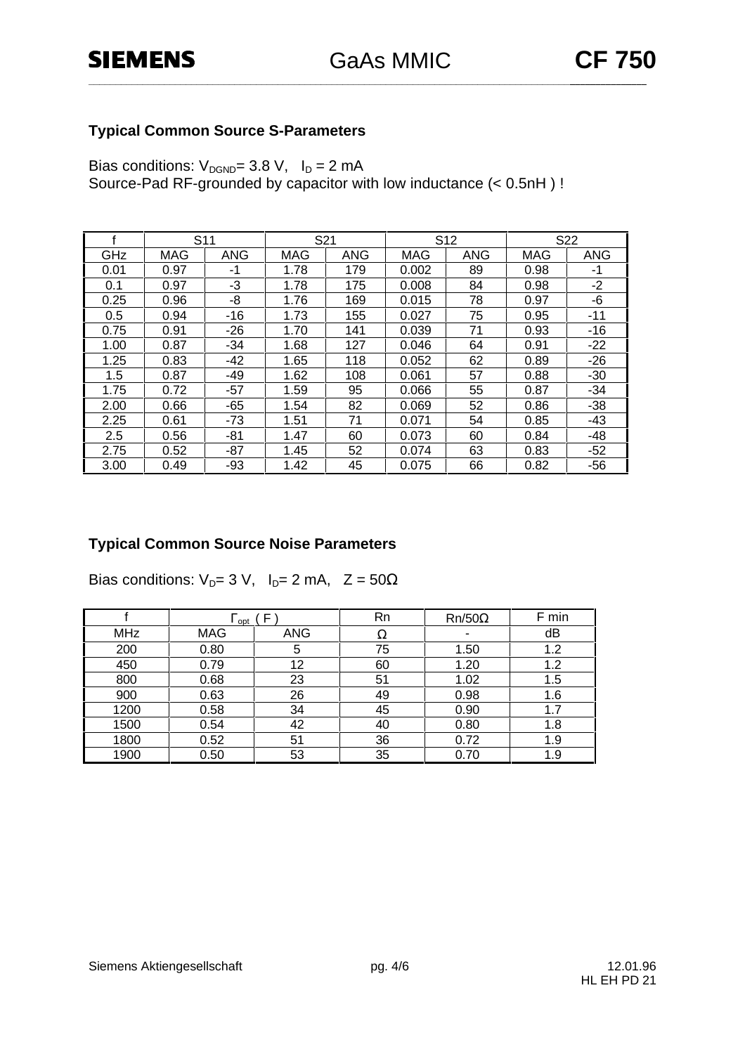### Typical Common Source S-Parameters

Bias conditions: $V_{DGND}$= 3.8 V, $I_D$ = 2 mA
Source-Pad RF-grounded by capacitor with low inductance (< 0.5nH ) !

| f | S11 | | S21 | | S12 | | S22 | |
|---|---|---|---|---|---|---|---|---|
| GHz | MAG | ANG | MAG | ANG | MAG | ANG | MAG | ANG |
| 0.01 | 0.97 | -1 | 1.78 | 179 | 0.002 | 89 | 0.98 | -1 |
| 0.1 | 0.97 | -3 | 1.78 | 175 | 0.008 | 84 | 0.98 | -2 |
| 0.25 | 0.96 | -8 | 1.76 | 169 | 0.015 | 78 | 0.97 | -6 |
| 0.5 | 0.94 | -16 | 1.73 | 155 | 0.027 | 75 | 0.95 | -11 |
| 0.75 | 0.91 | -26 | 1.70 | 141 | 0.039 | 71 | 0.93 | -16 |
| 1.00 | 0.87 | -34 | 1.68 | 127 | 0.046 | 64 | 0.91 | -22 |
| 1.25 | 0.83 | -42 | 1.65 | 118 | 0.052 | 62 | 0.89 | -26 |
| 1.5 | 0.87 | -49 | 1.62 | 108 | 0.061 | 57 | 0.88 | -30 |
| 1.75 | 0.72 | -57 | 1.59 | 95 | 0.066 | 55 | 0.87 | -34 |
| 2.00 | 0.66 | -65 | 1.54 | 82 | 0.069 | 52 | 0.86 | -38 |
| 2.25 | 0.61 | -73 | 1.51 | 71 | 0.071 | 54 | 0.85 | -43 |
| 2.5 | 0.56 | -81 | 1.47 | 60 | 0.073 | 60 | 0.84 | -48 |
| 2.75 | 0.52 | -87 | 1.45 | 52 | 0.074 | 63 | 0.83 | -52 |
| 3.00 | 0.49 | -93 | 1.42 | 45 | 0.075 | 66 | 0.82 | -56 |

### Typical Common Source Noise Parameters

Bias conditions: $V_D$= 3 V, $I_D$= 2 mA, Z = 50Ω

| f | $\Gamma_{opt}$ ( F ) | | Rn | Rn/50Ω | F min |
|---|---|---|---|---|---|
| MHz | MAG | ANG | Ω | - | dB |
| 200 | 0.80 | 5 | 75 | 1.50 | 1.2 |
| 450 | 0.79 | 12 | 60 | 1.20 | 1.2 |
| 800 | 0.68 | 23 | 51 | 1.02 | 1.5 |
| 900 | 0.63 | 26 | 49 | 0.98 | 1.6 |
| 1200 | 0.58 | 34 | 45 | 0.90 | 1.7 |
| 1500 | 0.54 | 42 | 40 | 0.80 | 1.8 |
| 1800 | 0.52 | 51 | 36 | 0.72 | 1.9 |
| 1900 | 0.50 | 53 | 35 | 0.70 | 1.9 |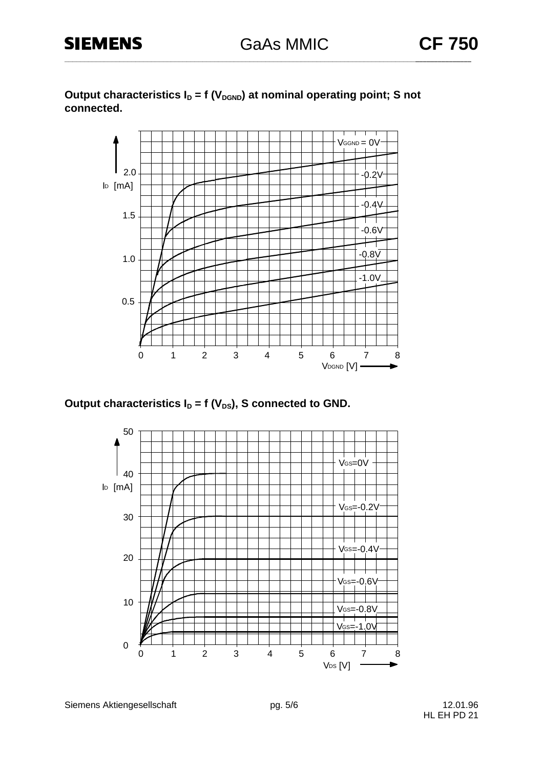**Output characteristics $I_D = f(V_{DGND})$ at nominal operating point; S not connected.**

**Output characteristics $I_D = f(V_{DS})$, S connected to GND.**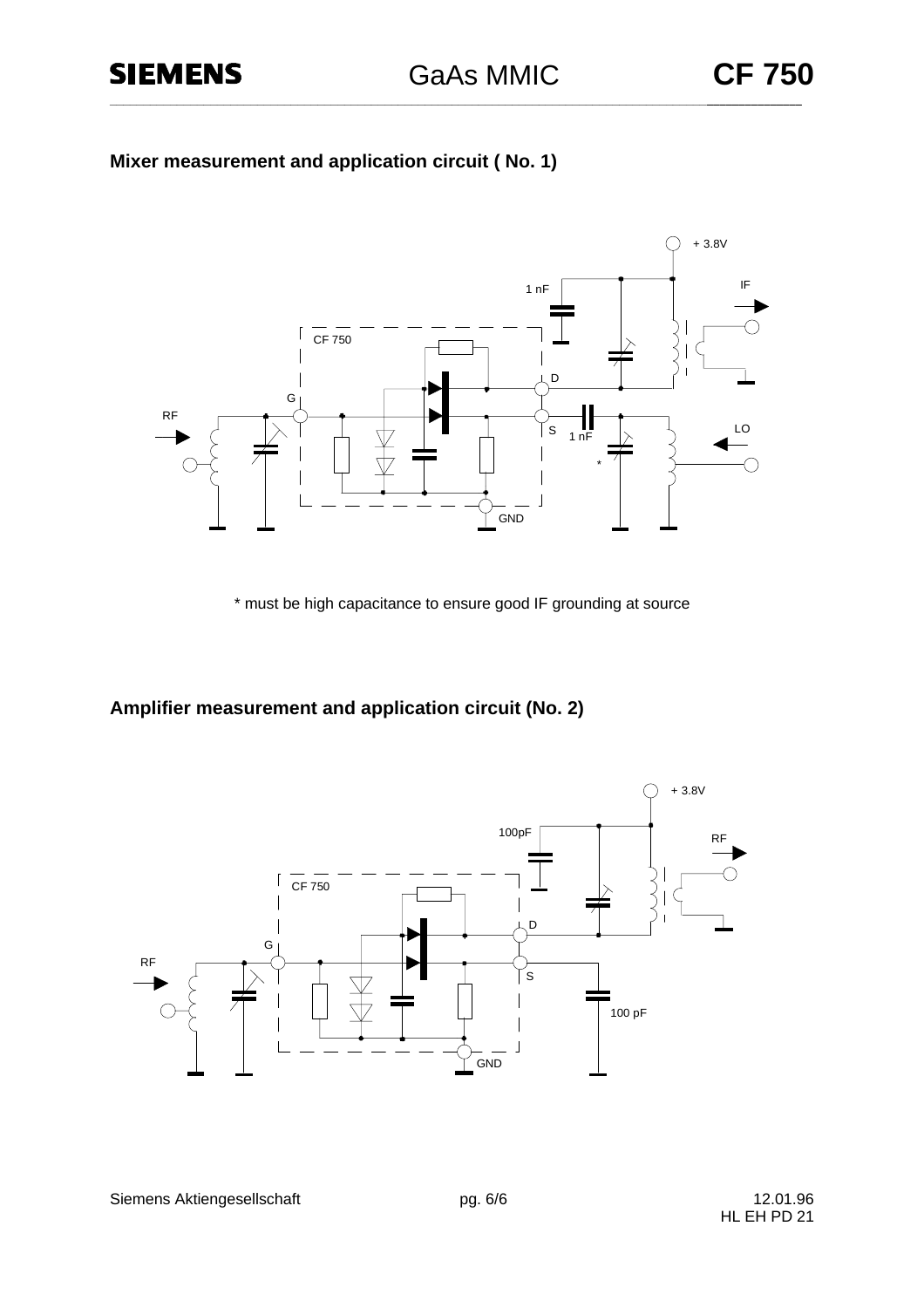## Mixer measurement and application circuit ( No. 1)

+ 3.8V

IF

1 nF

CF 750

D

G

RF

S

1 nF

LO

*

GND

\* must be high capacitance to ensure good IF grounding at source

## Amplifier measurement and application circuit (No. 2)

+ 3.8V

100pF

RF

CF 750

D

G

RF

S

100 pF

GND

Siemens Aktiengesellschaft

12.01.96
HL EH PD 21